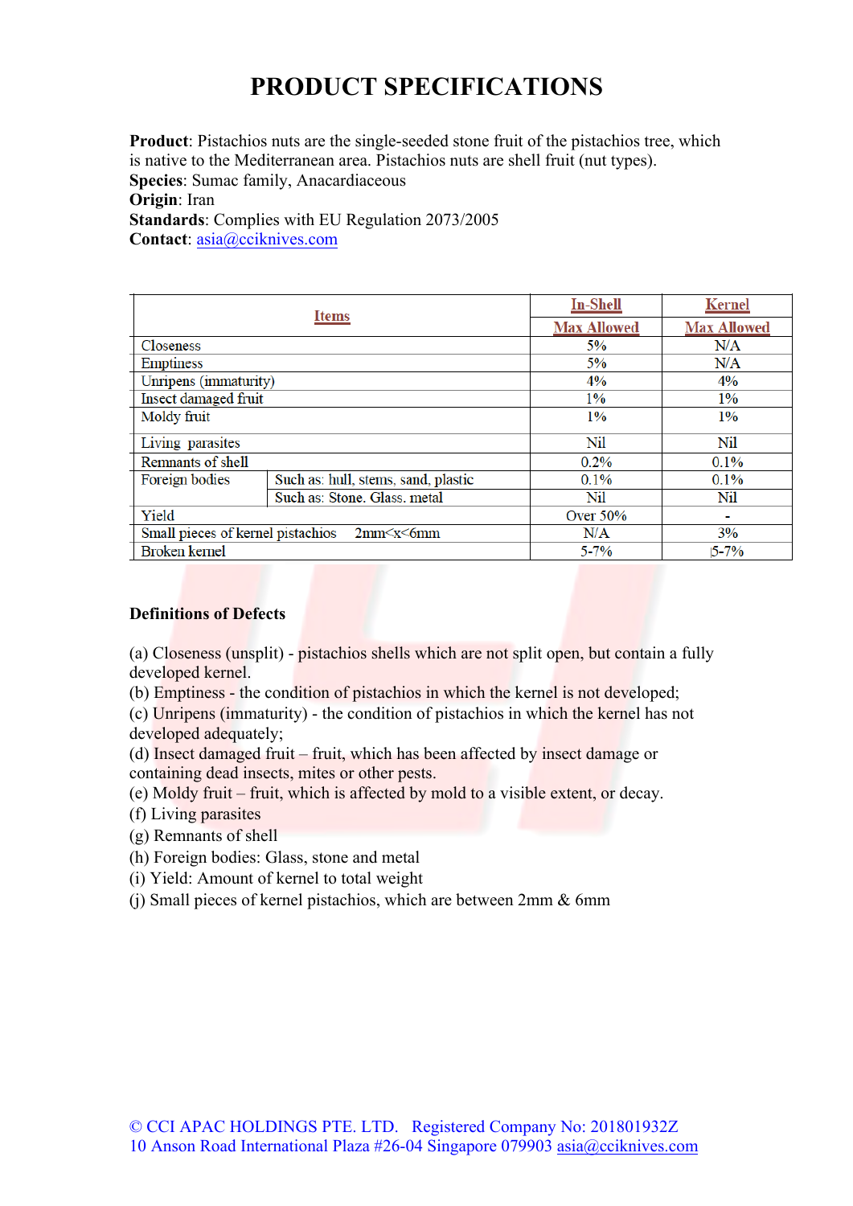# PRODUCT SPECIFICATIONS

**Product**: Pistachios nuts are the single-seeded stone fruit of the pistachios tree, which is native to the Mediterranean area. Pistachios nuts are shell fruit (nut types).
**Species**: Sumac family, Anacardiaceous
**Origin**: Iran
**Standards**: Complies with EU Regulation 2073/2005
**Contact**: asia@cciknives.com

| Items | | In-Shell | Kernel |
|---|---|---|---|
| | | Max Allowed | Max Allowed |
| Closeness | | 5% | N/A |
| Emptiness | | 5% | N/A |
| Unripens (immaturity) | | 4% | 4% |
| Insect damaged fruit | | 1% | 1% |
| Moldy fruit | | 1% | 1% |
| Living parasites | | Nil | Nil |
| Remnants of shell | | 0.2% | 0.1% |
| Foreign bodies | Such as: hull, stems, sand, plastic | 0.1% | 0.1% |
| | Such as: Stone. Glass. metal | Nil | Nil |
| Yield | | Over 50% | - |
| Small pieces of kernel pistachios | 2mm<x<6mm | N/A | 3% |
| Broken kernel | | 5-7% | 5-7% |

**Definitions of Defects**

(a) Closeness (unsplit) - pistachios shells which are not split open, but contain a fully developed kernel.
(b) Emptiness - the condition of pistachios in which the kernel is not developed;
(c) Unripens (immaturity) - the condition of pistachios in which the kernel has not developed adequately;
(d) Insect damaged fruit – fruit, which has been affected by insect damage or containing dead insects, mites or other pests.
(e) Moldy fruit – fruit, which is affected by mold to a visible extent, or decay.
(f) Living parasites
(g) Remnants of shell
(h) Foreign bodies: Glass, stone and metal
(i) Yield: Amount of kernel to total weight
(j) Small pieces of kernel pistachios, which are between 2mm & 6mm

© CCI APAC HOLDINGS PTE. LTD. Registered Company No: 201801932Z
10 Anson Road International Plaza #26-04 Singapore 079903 asia@cciknives.com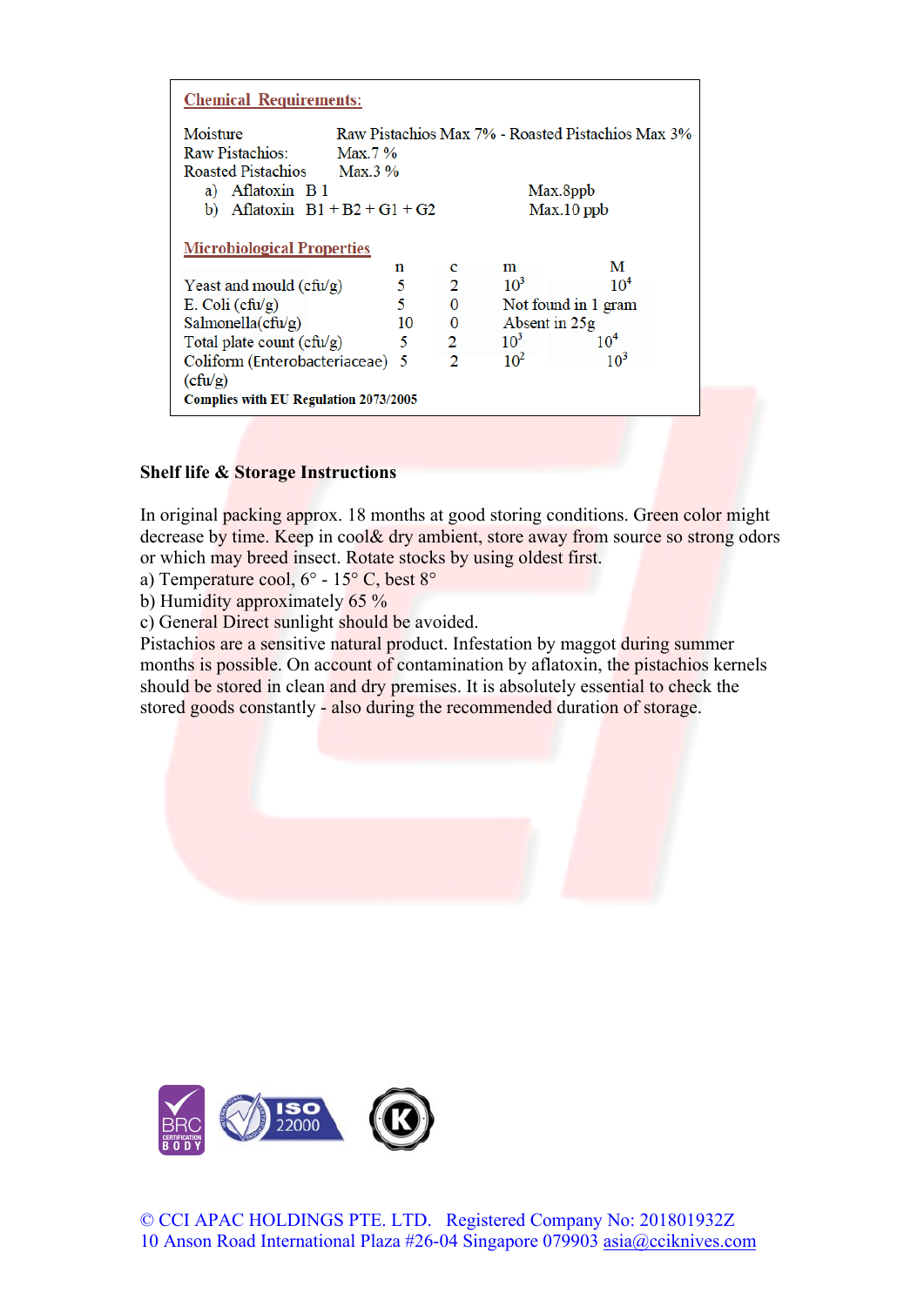## Chemical Requirements:

Moisture Raw Pistachios Max 7% - Roasted Pistachios Max 3%

Raw Pistachios: Max.7 %

Roasted Pistachios Max.3 %

a) Aflatoxin B 1 Max.8ppb

b) Aflatoxin B1 + B2 + G1 + G2 Max.10 ppb

## Microbiological Properties

| | n | c | m | M |
|---|---|---|---|---|
| Yeast and mould (cfu/g) | 5 | 2 | $10^3$ | $10^4$ |
| E. Coli (cfu/g) | 5 | 0 | Not found in 1 gram | |
| Salmonella(cfu/g) | 10 | 0 | Absent in 25g | |
| Total plate count (cfu/g) | 5 | 2 | $10^3$ | $10^4$ |
| Coliform (Enterobacteriaceae) (cfu/g) | 5 | 2 | $10^2$ | $10^3$ |

**Complies with EU Regulation 2073/2005**

**Shelf life & Storage Instructions**

In original packing approx. 18 months at good storing conditions. Green color might decrease by time. Keep in cool& dry ambient, store away from source so strong odors or which may breed insect. Rotate stocks by using oldest first.

a) Temperature cool, 6° - 15° C, best 8°

b) Humidity approximately 65 %

c) General Direct sunlight should be avoided.

Pistachios are a sensitive natural product. Infestation by maggot during summer months is possible. On account of contamination by aflatoxin, the pistachios kernels should be stored in clean and dry premises. It is absolutely essential to check the stored goods constantly - also during the recommended duration of storage.

© CCI APAC HOLDINGS PTE. LTD. Registered Company No: 201801932Z
10 Anson Road International Plaza #26-04 Singapore 079903 asia@cciknives.com